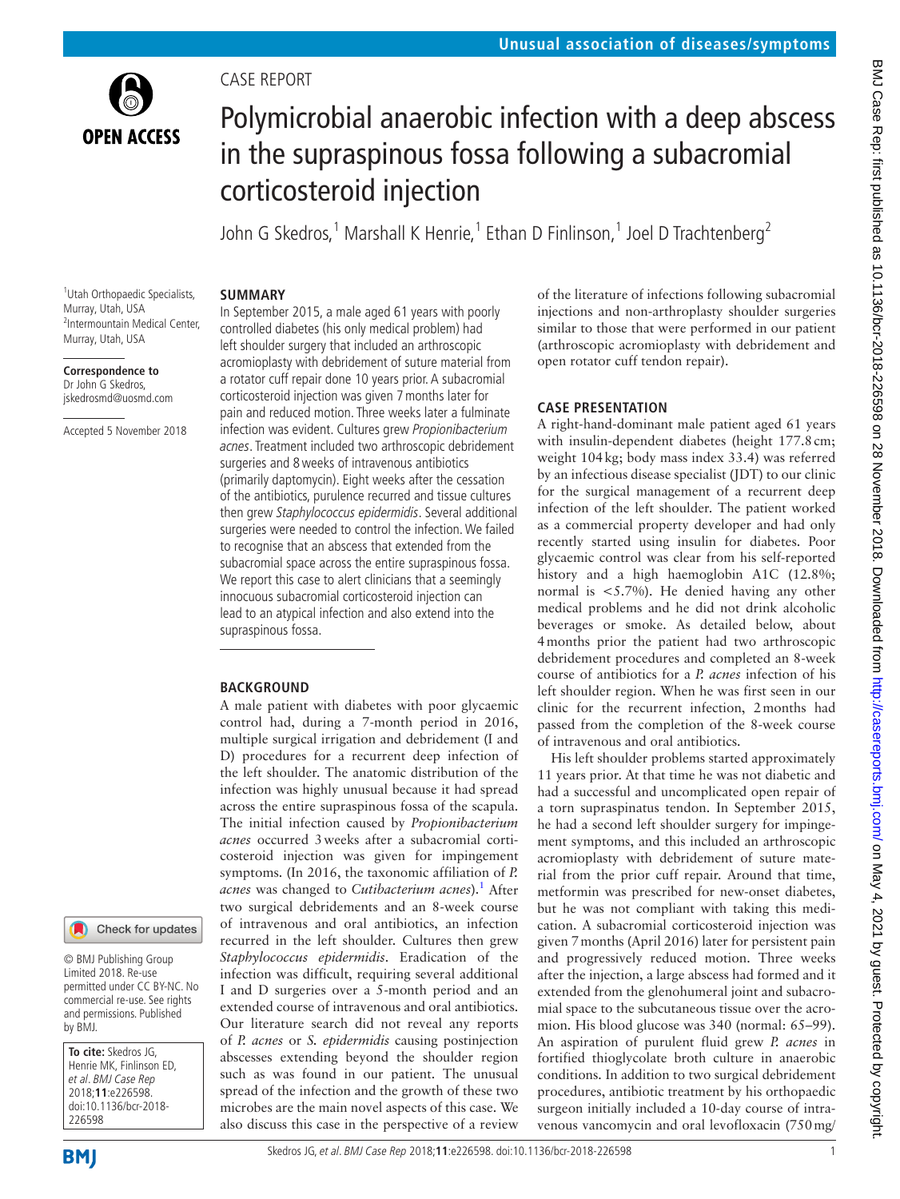Unusual association of diseases/symptoms

CASE REPORT

# Polymicrobial anaerobic infection with a deep abscess in the supraspinous fossa following a subacromial corticosteroid injection

John G Skedros,[1] Marshall K Henrie,[1] Ethan D Finlinson,[1] Joel D Trachtenberg[2]

[1]Utah Orthopaedic Specialists, Murray, Utah, USA
[2]Intermountain Medical Center, Murray, Utah, USA

**Correspondence to**
Dr John G Skedros, jskedrosmd@uosmd.com

Accepted 5 November 2018

© BMJ Publishing Group Limited 2018. Re-use permitted under CC BY-NC. No commercial re-use. See rights and permissions. Published by BMJ.

**To cite:** Skedros JG, Henrie MK, Finlinson ED, *et al*. *BMJ Case Rep* 2018;**11**:e226598. doi:10.1136/bcr-2018-226598

## SUMMARY

In September 2015, a male aged 61 years with poorly controlled diabetes (his only medical problem) had left shoulder surgery that included an arthroscopic acromioplasty with debridement of suture material from a rotator cuff repair done 10 years prior. A subacromial corticosteroid injection was given 7 months later for pain and reduced motion. Three weeks later a fulminate infection was evident. Cultures grew *Propionibacterium acnes*. Treatment included two arthroscopic debridement surgeries and 8 weeks of intravenous antibiotics (primarily daptomycin). Eight weeks after the cessation of the antibiotics, purulence recurred and tissue cultures then grew *Staphylococcus epidermidis*. Several additional surgeries were needed to control the infection. We failed to recognise that an abscess that extended from the subacromial space across the entire supraspinous fossa. We report this case to alert clinicians that a seemingly innocuous subacromial corticosteroid injection can lead to an atypical infection and also extend into the supraspinous fossa.

## BACKGROUND

A male patient with diabetes with poor glycaemic control had, during a 7-month period in 2016, multiple surgical irrigation and debridement (I and D) procedures for a recurrent deep infection of the left shoulder. The anatomic distribution of the infection was highly unusual because it had spread across the entire supraspinous fossa of the scapula. The initial infection caused by *Propionibacterium acnes* occurred 3 weeks after a subacromial corticosteroid injection was given for impingement symptoms. (In 2016, the taxonomic affiliation of *P. acnes* was changed to *Cutibacterium acnes*).[1] After two surgical debridements and an 8-week course of intravenous and oral antibiotics, an infection recurred in the left shoulder. Cultures then grew *Staphylococcus epidermidis*. Eradication of the infection was difficult, requiring several additional I and D surgeries over a 5-month period and an extended course of intravenous and oral antibiotics. Our literature search did not reveal any reports of *P. acnes* or *S. epidermidis* causing postinjection abscesses extending beyond the shoulder region such as was found in our patient. The unusual spread of the infection and the growth of these two microbes are the main novel aspects of this case. We also discuss this case in the perspective of a review of the literature of infections following subacromial injections and non-arthroplasty shoulder surgeries similar to those that were performed in our patient (arthroscopic acromioplasty with debridement and open rotator cuff tendon repair).

## CASE PRESENTATION

A right-hand-dominant male patient aged 61 years with insulin-dependent diabetes (height 177.8 cm; weight 104 kg; body mass index 33.4) was referred by an infectious disease specialist (JDT) to our clinic for the surgical management of a recurrent deep infection of the left shoulder. The patient worked as a commercial property developer and had only recently started using insulin for diabetes. Poor glycaemic control was clear from his self-reported history and a high haemoglobin A1C (12.8%; normal is <5.7%). He denied having any other medical problems and he did not drink alcoholic beverages or smoke. As detailed below, about 4 months prior the patient had two arthroscopic debridement procedures and completed an 8-week course of antibiotics for a *P. acnes* infection of his left shoulder region. When he was first seen in our clinic for the recurrent infection, 2 months had passed from the completion of the 8-week course of intravenous and oral antibiotics.

His left shoulder problems started approximately 11 years prior. At that time he was not diabetic and had a successful and uncomplicated open repair of a torn supraspinatus tendon. In September 2015, he had a second left shoulder surgery for impingement symptoms, and this included an arthroscopic acromioplasty with debridement of suture material from the prior cuff repair. Around that time, metformin was prescribed for new-onset diabetes, but he was not compliant with taking this medication. A subacromial corticosteroid injection was given 7 months (April 2016) later for persistent pain and progressively reduced motion. Three weeks after the injection, a large abscess had formed and it extended from the glenohumeral joint and subacromial space to the subcutaneous tissue over the acromion. His blood glucose was 340 (normal: 65–99). An aspiration of purulent fluid grew *P. acnes* in fortified thioglycolate broth culture in anaerobic conditions. In addition to two surgical debridement procedures, antibiotic treatment by his orthopaedic surgeon initially included a 10-day course of intravenous vancomycin and oral levofloxacin (750 mg/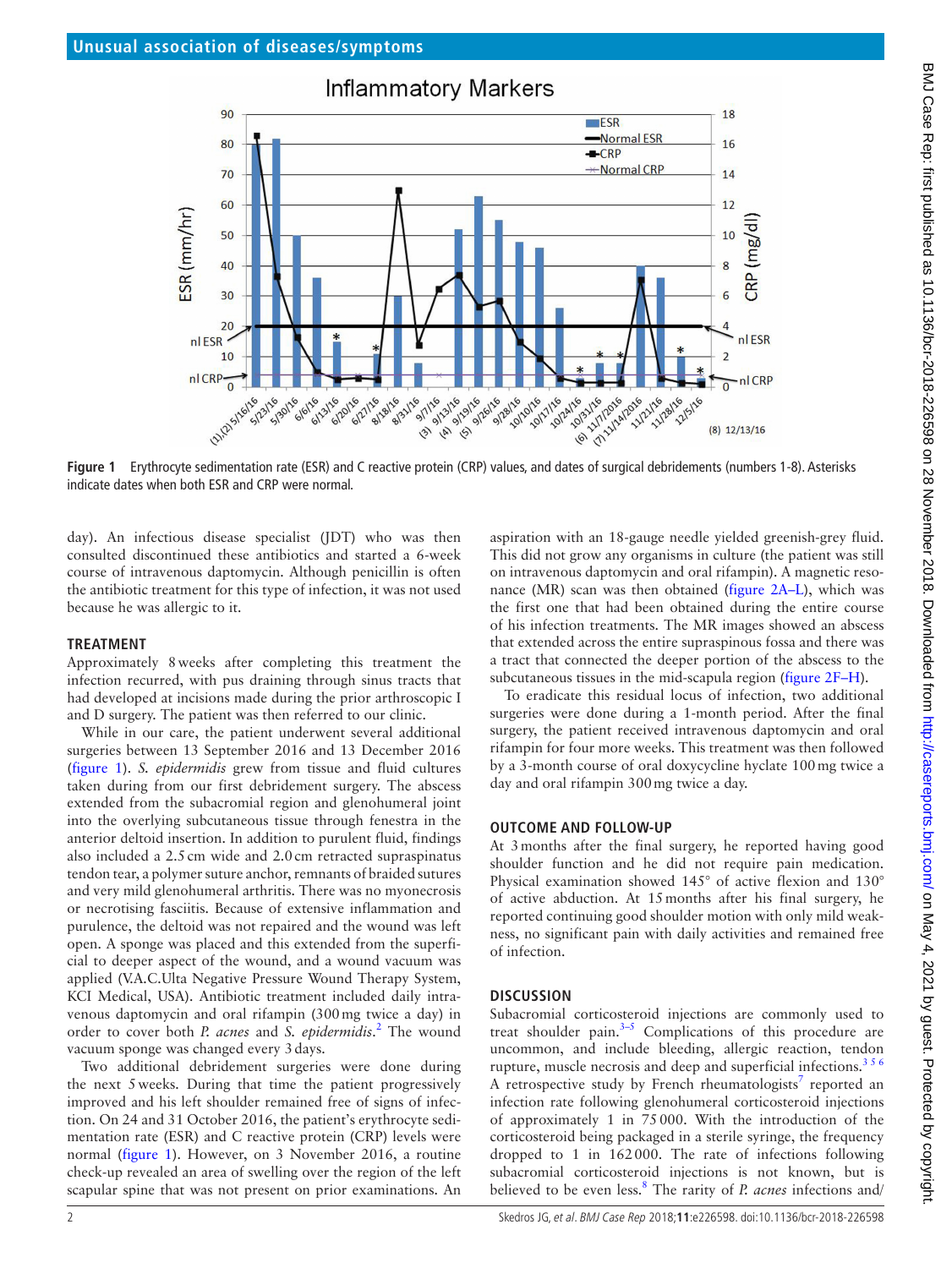Figure 1 Erythrocyte sedimentation rate (ESR) and C reactive protein (CRP) values, and dates of surgical debridements (numbers 1-8). Asterisks indicate dates when both ESR and CRP were normal.

day). An infectious disease specialist (JDT) who was then consulted discontinued these antibiotics and started a 6-week course of intravenous daptomycin. Although penicillin is often the antibiotic treatment for this type of infection, it was not used because he was allergic to it.

## TREATMENT

Approximately 8 weeks after completing this treatment the infection recurred, with pus draining through sinus tracts that had developed at incisions made during the prior arthroscopic I and D surgery. The patient was then referred to our clinic.

While in our care, the patient underwent several additional surgeries between 13 September 2016 and 13 December 2016 (figure 1). *S. epidermidis* grew from tissue and fluid cultures taken during from our first debridement surgery. The abscess extended from the subacromial region and glenohumeral joint into the overlying subcutaneous tissue through fenestra in the anterior deltoid insertion. In addition to purulent fluid, findings also included a 2.5 cm wide and 2.0 cm retracted supraspinatus tendon tear, a polymer suture anchor, remnants of braided sutures and very mild glenohumeral arthritis. There was no myonecrosis or necrotising fasciitis. Because of extensive inflammation and purulence, the deltoid was not repaired and the wound was left open. A sponge was placed and this extended from the superficial to deeper aspect of the wound, and a wound vacuum was applied (V.A.C.Ulta Negative Pressure Wound Therapy System, KCI Medical, USA). Antibiotic treatment included daily intravenous daptomycin and oral rifampin (300 mg twice a day) in order to cover both *P. acnes* and *S. epidermidis*.[2] The wound vacuum sponge was changed every 3 days.

Two additional debridement surgeries were done during the next 5 weeks. During that time the patient progressively improved and his left shoulder remained free of signs of infection. On 24 and 31 October 2016, the patient's erythrocyte sedimentation rate (ESR) and C reactive protein (CRP) levels were normal (figure 1). However, on 3 November 2016, a routine check-up revealed an area of swelling over the region of the left scapular spine that was not present on prior examinations. An aspiration with an 18-gauge needle yielded greenish-grey fluid. This did not grow any organisms in culture (the patient was still on intravenous daptomycin and oral rifampin). A magnetic resonance (MR) scan was then obtained (figure 2A–L), which was the first one that had been obtained during the entire course of his infection treatments. The MR images showed an abscess that extended across the entire supraspinous fossa and there was a tract that connected the deeper portion of the abscess to the subcutaneous tissues in the mid-scapula region (figure 2F–H).

To eradicate this residual locus of infection, two additional surgeries were done during a 1-month period. After the final surgery, the patient received intravenous daptomycin and oral rifampin for four more weeks. This treatment was then followed by a 3-month course of oral doxycycline hyclate 100 mg twice a day and oral rifampin 300 mg twice a day.

## OUTCOME AND FOLLOW-UP

At 3 months after the final surgery, he reported having good shoulder function and he did not require pain medication. Physical examination showed 145° of active flexion and 130° of active abduction. At 15 months after his final surgery, he reported continuing good shoulder motion with only mild weakness, no significant pain with daily activities and remained free of infection.

## DISCUSSION

Subacromial corticosteroid injections are commonly used to treat shoulder pain.[3–5] Complications of this procedure are uncommon, and include bleeding, allergic reaction, tendon rupture, muscle necrosis and deep and superficial infections.[3 5 6] A retrospective study by French rheumatologists[7] reported an infection rate following glenohumeral corticosteroid injections of approximately 1 in 75 000. With the introduction of the corticosteroid being packaged in a sterile syringe, the frequency dropped to 1 in 162 000. The rate of infections following subacromial corticosteroid injections is not known, but is believed to be even less.[8] The rarity of *P. acnes* infections and/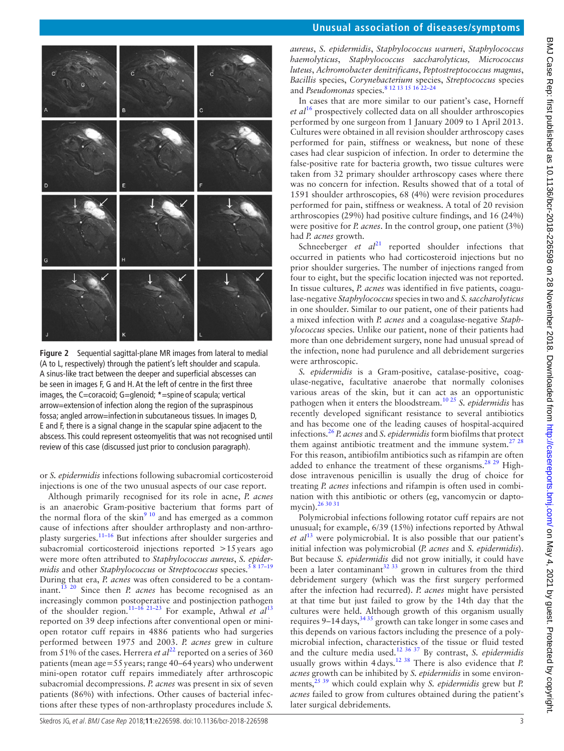Figure 2 Sequential sagittal-plane MR images from lateral to medial (A to L, respectively) through the patient's left shoulder and scapula. A sinus-like tract between the deeper and superficial abscesses can be seen in images F, G and H. At the left of centre in the first three images, the C=coracoid; G=glenoid; *=spine of scapula; vertical arrow=extension of infection along the region of the supraspinous fossa; angled arrow=infection in subcutaneous tissues. In images D, E and F, there is a signal change in the scapular spine adjacent to the abscess. This could represent osteomyelitis that was not recognised until review of this case (discussed just prior to conclusion paragraph).

or *S. epidermidis* infections following subacromial corticosteroid injections is one of the two unusual aspects of our case report.

Although primarily recognised for its role in acne, *P. acnes* is an anaerobic Gram-positive bacterium that forms part of the normal flora of the skin[9 10] and has emerged as a common cause of infections after shoulder arthroplasty and non-arthroplasty surgeries.[11–16] But infections after shoulder surgeries and subacromial corticosteroid injections reported >15 years ago were more often attributed to *Staphylococcus aureus*, *S. epidermidis* and other *Staphylococcus* or *Streptococcus* species.[5 8 17–19] During that era, *P. acnes* was often considered to be a contaminant.[13 20] Since then *P. acnes* has become recognised as an increasingly common postoperative and postinjection pathogen of the shoulder region.[11–16 21–23] For example, Athwal *et al*[13] reported on 39 deep infections after conventional open or mini-open rotator cuff repairs in 4886 patients who had surgeries performed between 1975 and 2003. *P. acnes* grew in culture from 51% of the cases. Herrera *et al*[22] reported on a series of 360 patients (mean age=55 years; range 40–64 years) who underwent mini-open rotator cuff repairs immediately after arthroscopic subacromial decompressions. *P. acnes* was present in six of seven patients (86%) with infections. Other causes of bacterial infections after these types of non-arthroplasty procedures include *S. aureus*, *S. epidermidis*, *Staphylococcus warneri*, *Staphylococcus haemolyticus*, *Staphylococcus saccharolyticus*, *Micrococcus luteus*, *Achromobacter denitrificans*, *Peptostreptococcus magnus*, *Bacillis* species, *Corynebacterium* species, *Streptococcus* species and *Pseudomonas* species.[8 12 13 15 16 22–24]

In cases that are more similar to our patient's case, Horneff *et al*[16] prospectively collected data on all shoulder arthroscopies performed by one surgeon from 1 January 2009 to 1 April 2013. Cultures were obtained in all revision shoulder arthroscopy cases performed for pain, stiffness or weakness, but none of these cases had clear suspicion of infection. In order to determine the false-positive rate for bacteria growth, two tissue cultures were taken from 32 primary shoulder arthroscopy cases where there was no concern for infection. Results showed that of a total of 1591 shoulder arthroscopies, 68 (4%) were revision procedures performed for pain, stiffness or weakness. A total of 20 revision arthroscopies (29%) had positive culture findings, and 16 (24%) were positive for *P. acnes*. In the control group, one patient (3%) had *P. acnes* growth.

Schneeberger *et al*[21] reported shoulder infections that occurred in patients who had corticosteroid injections but no prior shoulder surgeries. The number of injections ranged from four to eight, but the specific location injected was not reported. In tissue cultures, *P. acnes* was identified in five patients, coagulase-negative *Staphylococcus* species in two and *S. saccharolyticus* in one shoulder. Similar to our patient, one of their patients had a mixed infection with *P. acnes* and a coagulase-negative *Staphylococcus* species. Unlike our patient, none of their patients had more than one debridement surgery, none had unusual spread of the infection, none had purulence and all debridement surgeries were arthroscopic.

*S. epidermidis* is a Gram-positive, catalase-positive, coagulase-negative, facultative anaerobe that normally colonises various areas of the skin, but it can act as an opportunistic pathogen when it enters the bloodstream.[10 25] *S. epidermidis* has recently developed significant resistance to several antibiotics and has become one of the leading causes of hospital-acquired infections.[26] *P. acnes* and *S. epidermidis* form biofilms that protect them against antibiotic treatment and the immune system.[27 28] For this reason, antibiofilm antibiotics such as rifampin are often added to enhance the treatment of these organisms.[28 29] High-dose intravenous penicillin is usually the drug of choice for treating *P. acnes* infections and rifampin is often used in combination with this antibiotic or others (eg, vancomycin or daptomycin).[26 30 31]

Polymicrobial infections following rotator cuff repairs are not unusual; for example, 6/39 (15%) infections reported by Athwal *et al*[13] were polymicrobial. It is also possible that our patient's initial infection was polymicrobial (*P. acnes* and *S. epidermidis*). But because *S. epidermidis* did not grow initially, it could have been a later contaminant[32 33] grown in cultures from the third debridement surgery (which was the first surgery performed after the infection had recurred). *P. acnes* might have persisted at that time but just failed to grow by the 14th day that the cultures were held. Although growth of this organism usually requires 9–14 days,[34 35] growth can take longer in some cases and this depends on various factors including the presence of a polymicrobial infection, characteristics of the tissue or fluid tested and the culture media used.[12 36 37] By contrast, *S. epidermidis* usually grows within 4 days.[12 38] There is also evidence that *P. acnes* growth can be inhibited by *S. epidermidis* in some environments,[25 39] which could explain why *S. epidermidis* grew but *P. acnes* failed to grow from cultures obtained during the patient's later surgical debridements.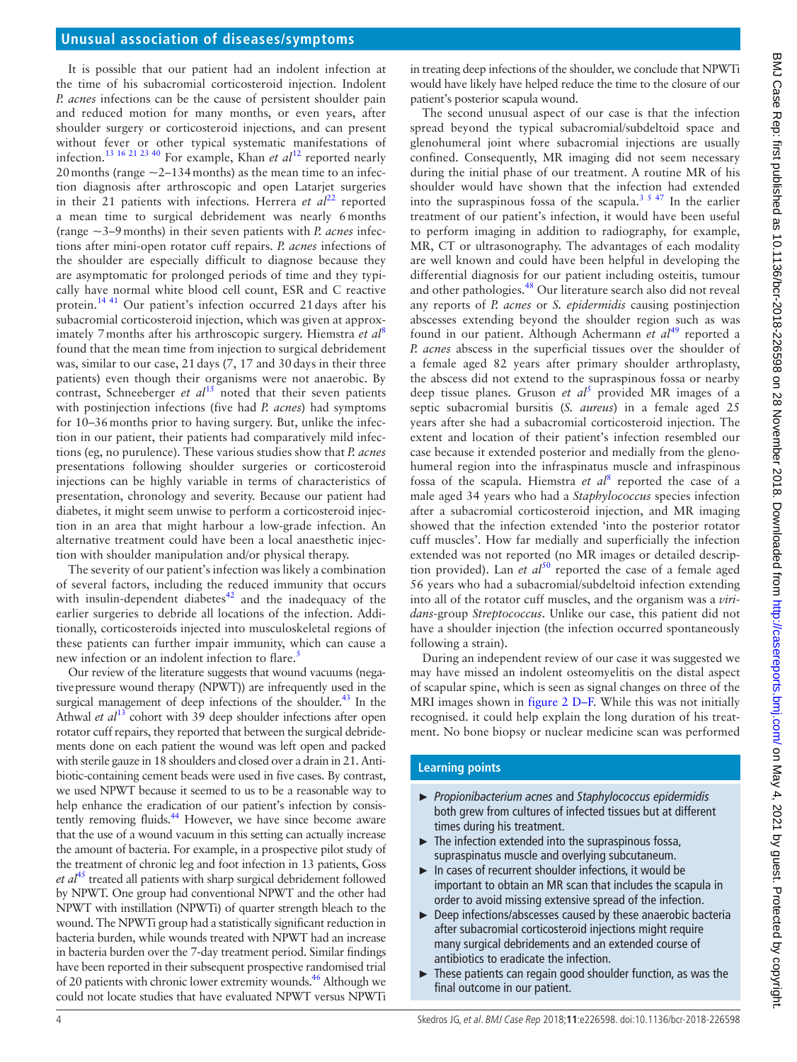It is possible that our patient had an indolent infection at the time of his subacromial corticosteroid injection. Indolent *P. acnes* infections can be the cause of persistent shoulder pain and reduced motion for many months, or even years, after shoulder surgery or corticosteroid injections, and can present without fever or other typical systemic manifestations of infection.[13 16 21 23 40] For example, Khan *et al*[12] reported nearly 20 months (range ~2–134 months) as the mean time to an infection diagnosis after arthroscopic and open Latarjet surgeries in their 21 patients with infections. Herrera *et al*[22] reported a mean time to surgical debridement was nearly 6 months (range ~3–9 months) in their seven patients with *P. acnes* infections after mini-open rotator cuff repairs. *P. acnes* infections of the shoulder are especially difficult to diagnose because they are asymptomatic for prolonged periods of time and they typically have normal white blood cell count, ESR and C reactive protein.[14 41] Our patient's infection occurred 21 days after his subacromial corticosteroid injection, which was given at approximately 7 months after his arthroscopic surgery. Hiemstra *et al*[8] found that the mean time from injection to surgical debridement was, similar to our case, 21 days (7, 17 and 30 days in their three patients) even though their organisms were not anaerobic. By contrast, Schneeberger *et al*[15] noted that their seven patients with postinjection infections (five had *P. acnes*) had symptoms for 10–36 months prior to having surgery. But, unlike the infection in our patient, their patients had comparatively mild infections (eg, no purulence). These various studies show that *P. acnes* presentations following shoulder surgeries or corticosteroid injections can be highly variable in terms of characteristics of presentation, chronology and severity. Because our patient had diabetes, it might seem unwise to perform a corticosteroid injection in an area that might harbour a low-grade infection. An alternative treatment could have been a local anaesthetic injection with shoulder manipulation and/or physical therapy.

The severity of our patient's infection was likely a combination of several factors, including the reduced immunity that occurs with insulin-dependent diabetes[42] and the inadequacy of the earlier surgeries to debride all locations of the infection. Additionally, corticosteroids injected into musculoskeletal regions of these patients can further impair immunity, which can cause a new infection or an indolent infection to flare.[5]

Our review of the literature suggests that wound vacuums (negative pressure wound therapy (NPWT)) are infrequently used in the surgical management of deep infections of the shoulder.[43] In the Athwal *et al*[13] cohort with 39 deep shoulder infections after open rotator cuff repairs, they reported that between the surgical debridements done on each patient the wound was left open and packed with sterile gauze in 18 shoulders and closed over a drain in 21. Antibiotic-containing cement beads were used in five cases. By contrast, we used NPWT because it seemed to us to be a reasonable way to help enhance the eradication of our patient's infection by consistently removing fluids.[44] However, we have since become aware that the use of a wound vacuum in this setting can actually increase the amount of bacteria. For example, in a prospective pilot study of the treatment of chronic leg and foot infection in 13 patients, Goss *et al*[45] treated all patients with sharp surgical debridement followed by NPWT. One group had conventional NPWT and the other had NPWT with instillation (NPWTi) of quarter strength bleach to the wound. The NPWTi group had a statistically significant reduction in bacteria burden, while wounds treated with NPWT had an increase in bacteria burden over the 7-day treatment period. Similar findings have been reported in their subsequent prospective randomised trial of 20 patients with chronic lower extremity wounds.[46] Although we could not locate studies that have evaluated NPWT versus NPWTi in treating deep infections of the shoulder, we conclude that NPWTi would have likely have helped reduce the time to the closure of our patient's posterior scapula wound.

The second unusual aspect of our case is that the infection spread beyond the typical subacromial/subdeltoid space and glenohumeral joint where subacromial injections are usually confined. Consequently, MR imaging did not seem necessary during the initial phase of our treatment. A routine MR of his shoulder would have shown that the infection had extended into the supraspinous fossa of the scapula.[3 5 47] In the earlier treatment of our patient's infection, it would have been useful to perform imaging in addition to radiography, for example, MR, CT or ultrasonography. The advantages of each modality are well known and could have been helpful in developing the differential diagnosis for our patient including osteitis, tumour and other pathologies.[48] Our literature search also did not reveal any reports of *P. acnes* or *S. epidermidis* causing postinjection abscesses extending beyond the shoulder region such as was found in our patient. Although Achermann *et al*[49] reported a *P. acnes* abscess in the superficial tissues over the shoulder of a female aged 82 years after primary shoulder arthroplasty, the abscess did not extend to the supraspinous fossa or nearby deep tissue planes. Gruson *et al*[5] provided MR images of a septic subacromial bursitis (*S. aureus*) in a female aged 25 years after she had a subacromial corticosteroid injection. The extent and location of their patient's infection resembled our case because it extended posterior and medially from the glenohumeral region into the infraspinatus muscle and infraspinous fossa of the scapula. Hiemstra *et al*[8] reported the case of a male aged 34 years who had a *Staphylococcus* species infection after a subacromial corticosteroid injection, and MR imaging showed that the infection extended 'into the posterior rotator cuff muscles'. How far medially and superficially the infection extended was not reported (no MR images or detailed description provided). Lan *et al*[50] reported the case of a female aged 56 years who had a subacromial/subdeltoid infection extending into all of the rotator cuff muscles, and the organism was a *viridans*-group *Streptococcus*. Unlike our case, this patient did not have a shoulder injection (the infection occurred spontaneously following a strain).

During an independent review of our case it was suggested we may have missed an indolent osteomyelitis on the distal aspect of scapular spine, which is seen as signal changes on three of the MRI images shown in figure 2 D–F. While this was not initially recognised. it could help explain the long duration of his treatment. No bone biopsy or nuclear medicine scan was performed

## Learning points

- *Propionibacterium acnes* and *Staphylococcus epidermidis* both grew from cultures of infected tissues but at different times during his treatment.
- The infection extended into the supraspinous fossa, supraspinatus muscle and overlying subcutaneum.
- In cases of recurrent shoulder infections, it would be important to obtain an MR scan that includes the scapula in order to avoid missing extensive spread of the infection.
- Deep infections/abscesses caused by these anaerobic bacteria after subacromial corticosteroid injections might require many surgical debridements and an extended course of antibiotics to eradicate the infection.
- These patients can regain good shoulder function, as was the final outcome in our patient.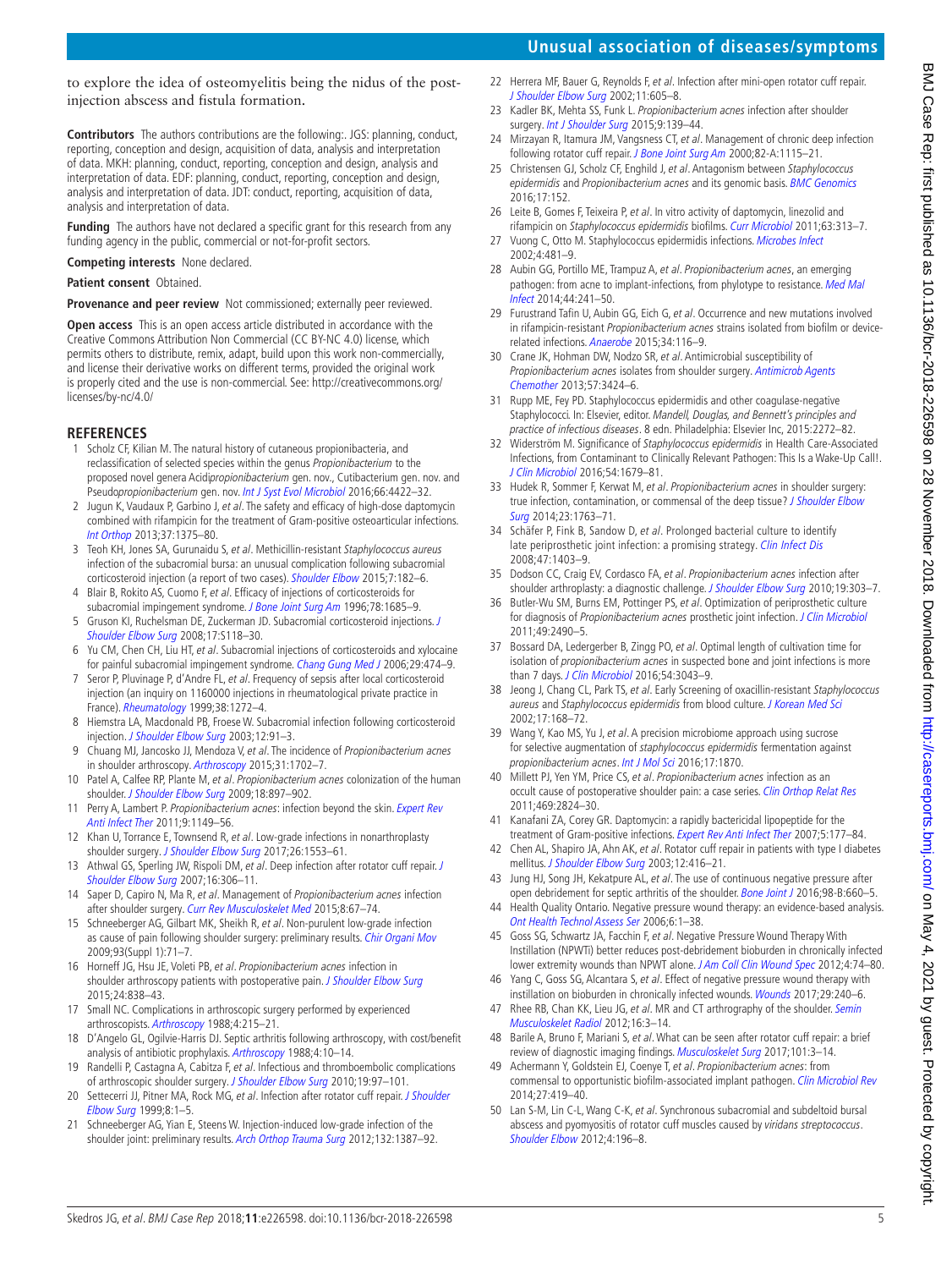to explore the idea of osteomyelitis being the nidus of the post-injection abscess and fistula formation.

**Contributors** The authors contributions are the following:. JGS: planning, conduct, reporting, conception and design, acquisition of data, analysis and interpretation of data. MKH: planning, conduct, reporting, conception and design, analysis and interpretation of data. EDF: planning, conduct, reporting, conception and design, analysis and interpretation of data. JDT: conduct, reporting, acquisition of data, analysis and interpretation of data.

**Funding** The authors have not declared a specific grant for this research from any funding agency in the public, commercial or not-for-profit sectors.

**Competing interests** None declared.

**Patient consent** Obtained.

**Provenance and peer review** Not commissioned; externally peer reviewed.

**Open access** This is an open access article distributed in accordance with the Creative Commons Attribution Non Commercial (CC BY-NC 4.0) license, which permits others to distribute, remix, adapt, build upon this work non-commercially, and license their derivative works on different terms, provided the original work is properly cited and the use is non-commercial. See: http://creativecommons.org/licenses/by-nc/4.0/

## REFERENCES

1. Scholz CF, Kilian M. The natural history of cutaneous propionibacteria, and reclassification of selected species within the genus *Propionibacterium* to the proposed novel genera Acid*ipropionibacterium* gen. nov., *Cutibacterium* gen. nov. and Pseudo*propionibacterium* gen. nov. *Int J Syst Evol Microbiol* 2016;66:4422–32.
2. Jugun K, Vaudaux P, Garbino J, *et al*. The safety and efficacy of high-dose daptomycin combined with rifampicin for the treatment of Gram-positive osteoarticular infections. *Int Orthop* 2013;37:1375–80.
3. Teoh KH, Jones SA, Gurunaidu S, *et al*. Methicillin-resistant *Staphylococcus aureus* infection of the subacromial bursa: an unusual complication following subacromial corticosteroid injection (a report of two cases). *Shoulder Elbow* 2015;7:182–6.
4. Blair B, Rokito AS, Cuomo F, *et al*. Efficacy of injections of corticosteroids for subacromial impingement syndrome. *J Bone Joint Surg Am* 1996;78:1685–9.
5. Gruson KI, Ruchelsman DE, Zuckerman JD. Subacromial corticosteroid injections. *J Shoulder Elbow Surg* 2008;17:S118–30.
6. Yu CM, Chen CH, Liu HT, *et al*. Subacromial injections of corticosteroids and xylocaine for painful subacromial impingement syndrome. *Chang Gung Med J* 2006;29:474–9.
7. Seror P, Pluvinage P, d'Andre FL, *et al*. Frequency of sepsis after local corticosteroid injection (an inquiry on 1160000 injections in rheumatological private practice in France). *Rheumatology* 1999;38:1272–4.
8. Hiemstra LA, Macdonald PB, Froese W. Subacromial infection following corticosteroid injection. *J Shoulder Elbow Surg* 2003;12:91–3.
9. Chuang MJ, Jancosko JJ, Mendoza V, *et al*. The incidence of *Propionibacterium acnes* in shoulder arthroscopy. *Arthroscopy* 2015;31:1702–7.
10. Patel A, Calfee RP, Plante M, *et al*. *Propionibacterium acnes* colonization of the human shoulder. *J Shoulder Elbow Surg* 2009;18:897–902.
11. Perry A, Lambert P. *Propionibacterium acnes*: infection beyond the skin. *Expert Rev Anti Infect Ther* 2011;9:1149–56.
12. Khan U, Torrance E, Townsend R, *et al*. Low-grade infections in nonarthroplasty shoulder surgery. *J Shoulder Elbow Surg* 2017;26:1553–61.
13. Athwal GS, Sperling JW, Rispoli DM, *et al*. Deep infection after rotator cuff repair. *J Shoulder Elbow Surg* 2007;16:306–11.
14. Saper D, Capiro N, Ma R, *et al*. Management of *Propionibacterium acnes* infection after shoulder surgery. *Curr Rev Musculoskelet Med* 2015;8:67–74.
15. Schneeberger AG, Gilbart MK, Sheikh R, *et al*. Non-purulent low-grade infection as cause of pain following shoulder surgery: preliminary results. *Chir Organi Mov* 2009;93(Suppl 1):71–7.
16. Horneff JG, Hsu JE, Voleti PB, *et al*. *Propionibacterium acnes* infection in shoulder arthroscopy patients with postoperative pain. *J Shoulder Elbow Surg* 2015;24:838–43.
17. Small NC. Complications in arthroscopic surgery performed by experienced arthroscopists. *Arthroscopy* 1988;4:215–21.
18. D'Angelo GL, Ogilvie-Harris DJ. Septic arthritis following arthroscopy, with cost/benefit analysis of antibiotic prophylaxis. *Arthroscopy* 1988;4:10–14.
19. Randelli P, Castagna A, Cabitza F, *et al*. Infectious and thromboembolic complications of arthroscopic shoulder surgery. *J Shoulder Elbow Surg* 2010;19:97–101.
20. Settecerri JJ, Pitner MA, Rock MG, *et al*. Infection after rotator cuff repair. *J Shoulder Elbow Surg* 1999;8:1–5.
21. Schneeberger AG, Yian E, Steens W. Injection-induced low-grade infection of the shoulder joint: preliminary results. *Arch Orthop Trauma Surg* 2012;132:1387–92.
22. Herrera MF, Bauer G, Reynolds F, *et al*. Infection after mini-open rotator cuff repair. *J Shoulder Elbow Surg* 2002;11:605–8.
23. Kadler BK, Mehta SS, Funk L. *Propionibacterium acnes* infection after shoulder surgery. *Int J Shoulder Surg* 2015;9:139–44.
24. Mirzayan R, Itamura JM, Vangsness CT, *et al*. Management of chronic deep infection following rotator cuff repair. *J Bone Joint Surg Am* 2000;82-A:1115–21.
25. Christensen GJ, Scholz CF, Enghild J, *et al*. Antagonism between *Staphylococcus epidermidis* and *Propionibacterium acnes* and its genomic basis. *BMC Genomics* 2016;17:152.
26. Leite B, Gomes F, Teixeira P, *et al*. In vitro activity of daptomycin, linezolid and rifampicin on *Staphylococcus epidermidis* biofilms. *Curr Microbiol* 2011;63:313–7.
27. Vuong C, Otto M. Staphylococcus epidermidis infections. *Microbes Infect* 2002;4:481–9.
28. Aubin GG, Portillo ME, Trampuz A, *et al*. *Propionibacterium acnes*, an emerging pathogen: from acne to implant-infections, from phylotype to resistance. *Med Mal Infect* 2014;44:241–50.
29. Furustrand Tafin U, Aubin GG, Eich G, *et al*. Occurrence and new mutations involved in rifampicin-resistant *Propionibacterium acnes* strains isolated from biofilm or device-related infections. *Anaerobe* 2015;34:116–9.
30. Crane JK, Hohman DW, Nodzo SR, *et al*. Antimicrobial susceptibility of *Propionibacterium acnes* isolates from shoulder surgery. *Antimicrob Agents Chemother* 2013;57:3424–6.
31. Rupp ME, Fey PD. Staphylococcus epidermidis and other coagulase-negative Staphylococci. In: Elsevier, editor. *Mandell, Douglas, and Bennett's principles and practice of infectious diseases*. 8 edn. Philadelphia: Elsevier Inc, 2015:2272–82.
32. Widerström M. Significance of *Staphylococcus epidermidis* in Health Care-Associated Infections, from Contaminant to Clinically Relevant Pathogen: This Is a Wake-Up Call!. *J Clin Microbiol* 2016;54:1679–81.
33. Hudek R, Sommer F, Kerwat M, *et al*. *Propionibacterium acnes* in shoulder surgery: true infection, contamination, or commensal of the deep tissue? *J Shoulder Elbow Surg* 2014;23:1763–71.
34. Schäfer P, Fink B, Sandow D, *et al*. Prolonged bacterial culture to identify late periprosthetic joint infection: a promising strategy. *Clin Infect Dis* 2008;47:1403–9.
35. Dodson CC, Craig EV, Cordasco FA, *et al*. *Propionibacterium acnes* infection after shoulder arthroplasty: a diagnostic challenge. *J Shoulder Elbow Surg* 2010;19:303–7.
36. Butler-Wu SM, Burns EM, Pottinger PS, *et al*. Optimization of periprosthetic culture for diagnosis of *Propionibacterium acnes* prosthetic joint infection. *J Clin Microbiol* 2011;49:2490–5.
37. Bossard DA, Ledergerber B, Zingg PO, *et al*. Optimal length of cultivation time for isolation of *propionibacterium acnes* in suspected bone and joint infections is more than 7 days. *J Clin Microbiol* 2016;54:3043–9.
38. Jeong J, Chang CL, Park TS, *et al*. Early Screening of oxacillin-resistant *Staphylococcus aureus* and *Staphylococcus epidermidis* from blood culture. *J Korean Med Sci* 2002;17:168–72.
39. Wang Y, Kao MS, Yu J, *et al*. A precision microbiome approach using sucrose for selective augmentation of *staphylococcus epidermidis* fermentation against *propionibacterium acnes*. *Int J Mol Sci* 2016;17:1870.
40. Millett PJ, Yen YM, Price CS, *et al*. *Propionibacterium acnes* infection as an occult cause of postoperative shoulder pain: a case series. *Clin Orthop Relat Res* 2011;469:2824–30.
41. Kanafani ZA, Corey GR. Daptomycin: a rapidly bactericidal lipopeptide for the treatment of Gram-positive infections. *Expert Rev Anti Infect Ther* 2007;5:177–84.
42. Chen AL, Shapiro JA, Ahn AK, *et al*. Rotator cuff repair in patients with type I diabetes mellitus. *J Shoulder Elbow Surg* 2003;12:416–21.
43. Jung HJ, Song JH, Kekatpure AL, *et al*. The use of continuous negative pressure after open debridement for septic arthritis of the shoulder. *Bone Joint J* 2016;98-B:660–5.
44. Health Quality Ontario. Negative pressure wound therapy: an evidence-based analysis. *Ont Health Technol Assess Ser* 2006;6:1–38.
45. Goss SG, Schwartz JA, Facchin F, *et al*. Negative Pressure Wound Therapy With Instillation (NPWTi) better reduces post-debridement bioburden in chronically infected lower extremity wounds than NPWT alone. *J Am Coll Clin Wound Spec* 2012;4:74–80.
46. Yang C, Goss SG, Alcantara S, *et al*. Effect of negative pressure wound therapy with instillation on bioburden in chronically infected wounds. *Wounds* 2017;29:240–6.
47. Rhee RB, Chan KK, Lieu JG, *et al*. MR and CT arthrography of the shoulder. *Semin Musculoskelet Radiol* 2012;16:3–14.
48. Barile A, Bruno F, Mariani S, *et al*. What can be seen after rotator cuff repair: a brief review of diagnostic imaging findings. *Musculoskelet Surg* 2017;101:3–14.
49. Achermann Y, Goldstein EJ, Coenye T, *et al*. *Propionibacterium acnes*: from commensal to opportunistic biofilm-associated implant pathogen. *Clin Microbiol Rev* 2014;27:419–40.
50. Lan S-M, Lin C-L, Wang C-K, *et al*. Synchronous subacromial and subdeltoid bursal abscess and pyomyositis of rotator cuff muscles caused by *viridans streptococcus*. *Shoulder Elbow* 2012;4:196–8.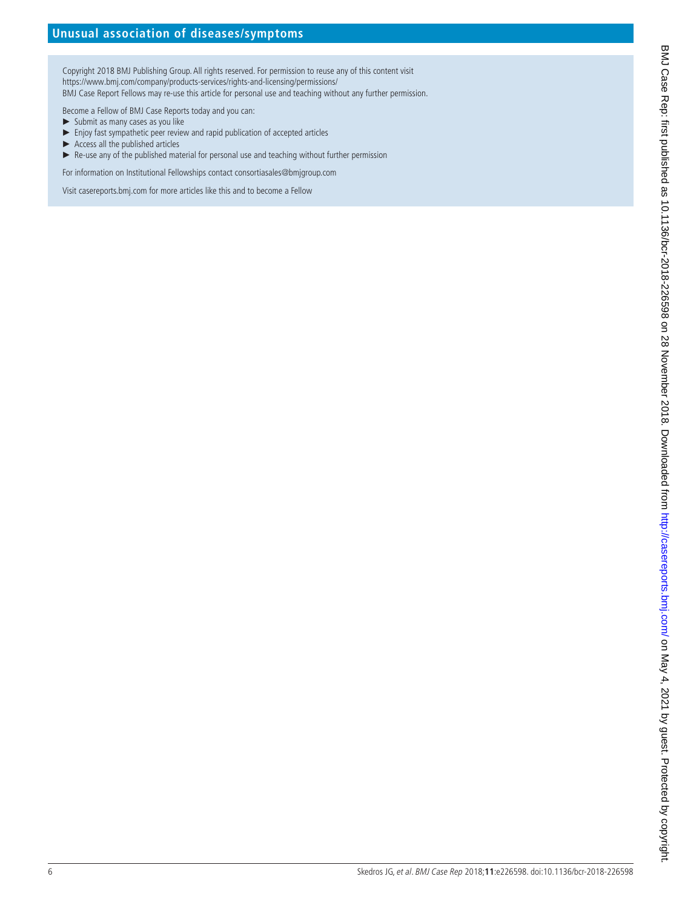Copyright 2018 BMJ Publishing Group. All rights reserved. For permission to reuse any of this content visit
https://www.bmj.com/company/products-services/rights-and-licensing/permissions/
BMJ Case Report Fellows may re-use this article for personal use and teaching without any further permission.

Become a Fellow of BMJ Case Reports today and you can:

- Submit as many cases as you like
- Enjoy fast sympathetic peer review and rapid publication of accepted articles
- Access all the published articles
- Re-use any of the published material for personal use and teaching without further permission

For information on Institutional Fellowships contact consortiasales@bmjgroup.com

Visit casereports.bmj.com for more articles like this and to become a Fellow